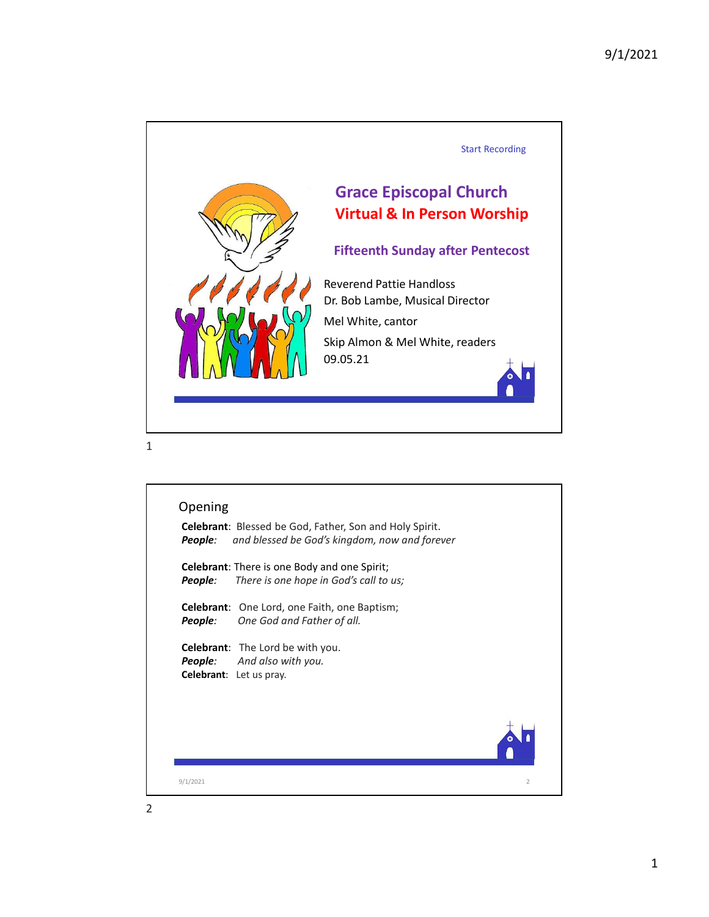Start Recording

# Grace Episcopal Church
## Virtual & In Person Worship

### Fifteenth Sunday after Pentecost

Reverend Pattie Handloss
Dr. Bob Lambe, Musical Director
Mel White, cantor
Skip Almon & Mel White, readers
09.05.21

## Opening

**Celebrant**: Blessed be God, Father, Son and Holy Spirit.
***People***: *and blessed be God's kingdom, now and forever*

**Celebrant**: There is one Body and one Spirit;
***People***: *There is one hope in God's call to us;*

**Celebrant**: One Lord, one Faith, one Baptism;
***People***: *One God and Father of all.*

**Celebrant**: The Lord be with you.
***People***: *And also with you.*
**Celebrant**: Let us pray.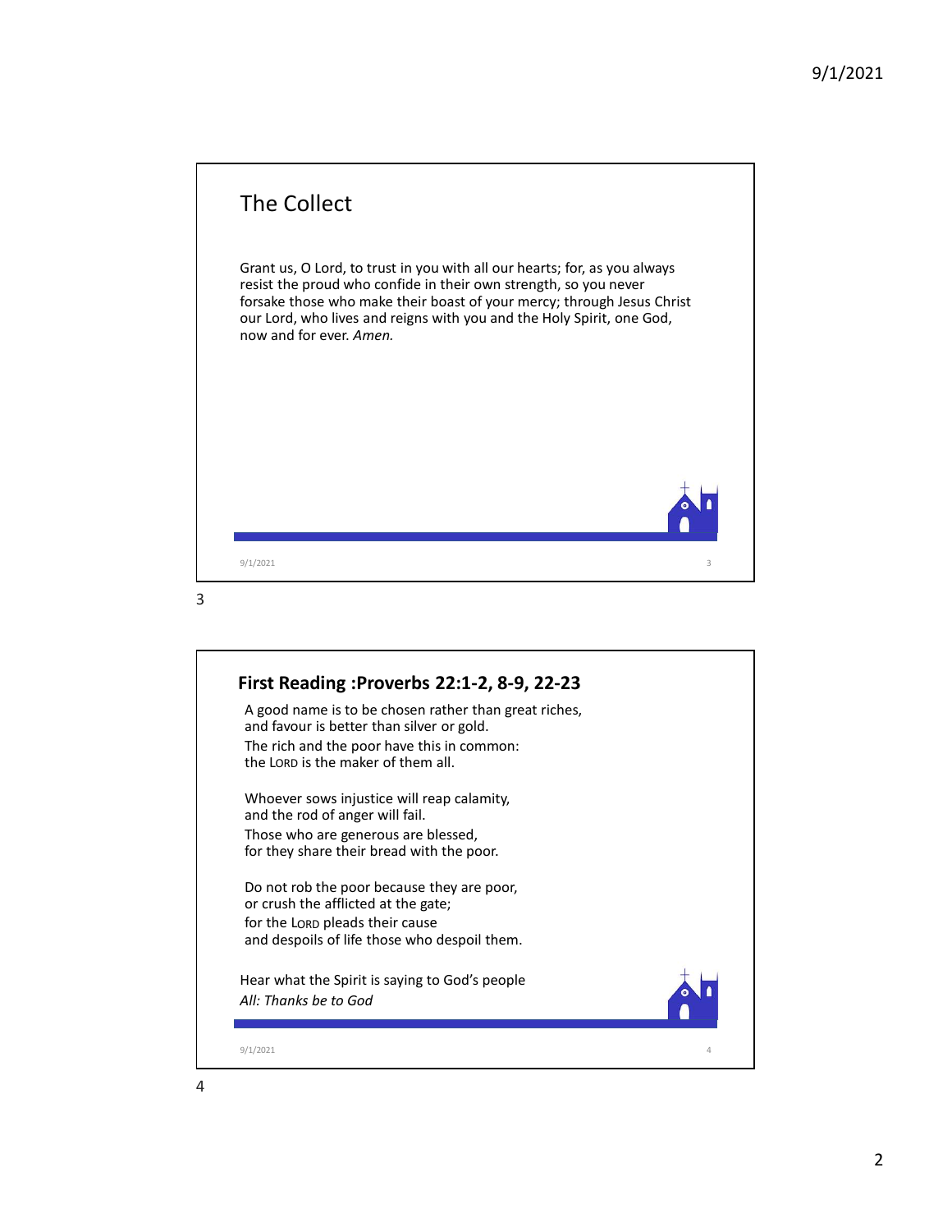## The Collect

Grant us, O Lord, to trust in you with all our hearts; for, as you always resist the proud who confide in their own strength, so you never forsake those who make their boast of your mercy; through Jesus Christ our Lord, who lives and reigns with you and the Holy Spirit, one God, now and for ever. *Amen.*

## First Reading :Proverbs 22:1-2, 8-9, 22-23

A good name is to be chosen rather than great riches,
and favour is better than silver or gold.
The rich and the poor have this in common:
the LORD is the maker of them all.

Whoever sows injustice will reap calamity,
and the rod of anger will fail.
Those who are generous are blessed,
for they share their bread with the poor.

Do not rob the poor because they are poor,
or crush the afflicted at the gate;
for the LORD pleads their cause
and despoils of life those who despoil them.

Hear what the Spirit is saying to God's people
*All: Thanks be to God*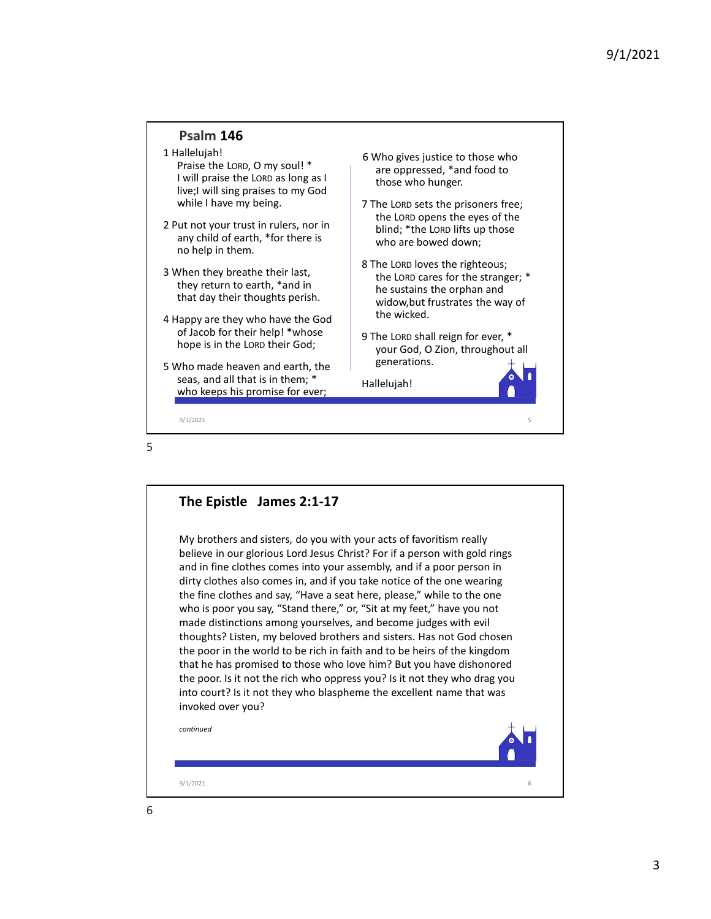## Psalm 146

1 Hallelujah!
Praise the LORD, O my soul! *
I will praise the LORD as long as I live;I will sing praises to my God while I have my being.

2 Put not your trust in rulers, nor in any child of earth, *for there is no help in them.

3 When they breathe their last, they return to earth, *and in that day their thoughts perish.

4 Happy are they who have the God of Jacob for their help! *whose hope is in the LORD their God;

5 Who made heaven and earth, the seas, and all that is in them; * who keeps his promise for ever;

6 Who gives justice to those who are oppressed, *and food to those who hunger.

7 The LORD sets the prisoners free; the LORD opens the eyes of the blind; *the LORD lifts up those who are bowed down;

8 The LORD loves the righteous; the LORD cares for the stranger; * he sustains the orphan and widow,but frustrates the way of the wicked.

9 The LORD shall reign for ever, * your God, O Zion, throughout all generations.

Hallelujah!

## The Epistle James 2:1-17

My brothers and sisters, do you with your acts of favoritism really believe in our glorious Lord Jesus Christ? For if a person with gold rings and in fine clothes comes into your assembly, and if a poor person in dirty clothes also comes in, and if you take notice of the one wearing the fine clothes and say, "Have a seat here, please," while to the one who is poor you say, "Stand there," or, "Sit at my feet," have you not made distinctions among yourselves, and become judges with evil thoughts? Listen, my beloved brothers and sisters. Has not God chosen the poor in the world to be rich in faith and to be heirs of the kingdom that he has promised to those who love him? But you have dishonored the poor. Is it not the rich who oppress you? Is it not they who drag you into court? Is it not they who blaspheme the excellent name that was invoked over you?

*continued*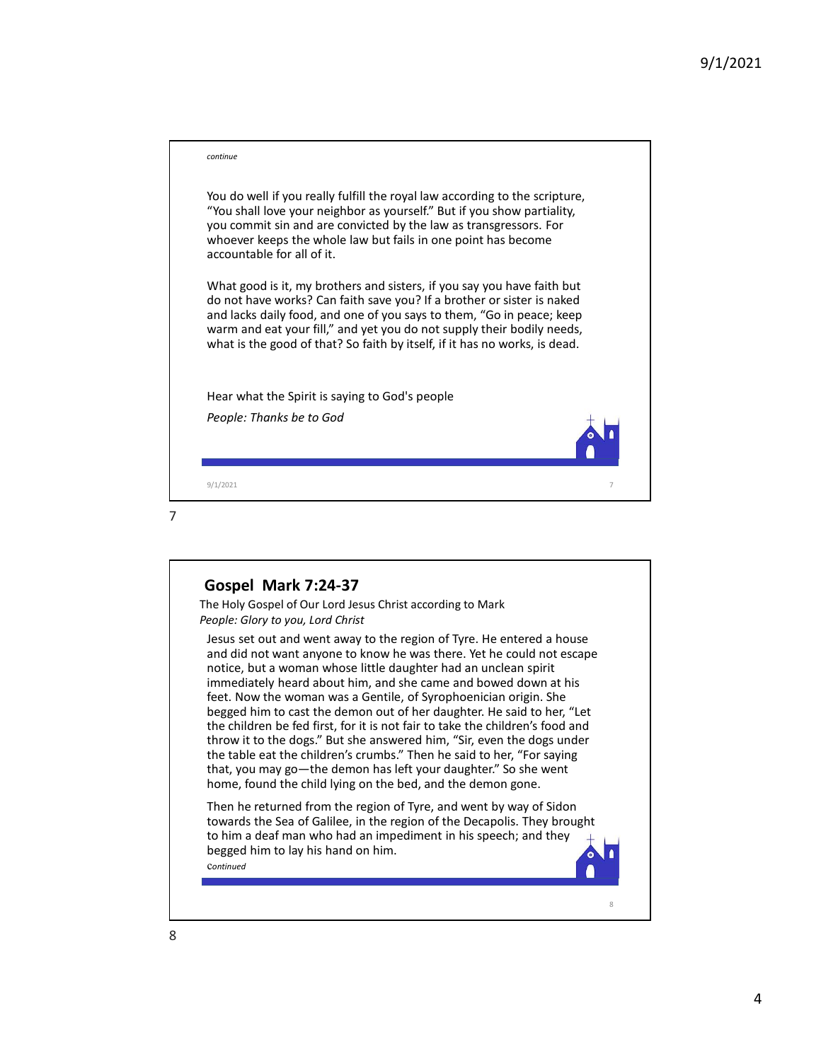*continue*

You do well if you really fulfill the royal law according to the scripture, “You shall love your neighbor as yourself.” But if you show partiality, you commit sin and are convicted by the law as transgressors. For whoever keeps the whole law but fails in one point has become accountable for all of it.

What good is it, my brothers and sisters, if you say you have faith but do not have works? Can faith save you? If a brother or sister is naked and lacks daily food, and one of you says to them, “Go in peace; keep warm and eat your fill,” and yet you do not supply their bodily needs, what is the good of that? So faith by itself, if it has no works, is dead.

Hear what the Spirit is saying to God's people

*People: Thanks be to God*

## Gospel Mark 7:24-37

The Holy Gospel of Our Lord Jesus Christ according to Mark

*People: Glory to you, Lord Christ*

Jesus set out and went away to the region of Tyre. He entered a house and did not want anyone to know he was there. Yet he could not escape notice, but a woman whose little daughter had an unclean spirit immediately heard about him, and she came and bowed down at his feet. Now the woman was a Gentile, of Syrophoenician origin. She begged him to cast the demon out of her daughter. He said to her, “Let the children be fed first, for it is not fair to take the children’s food and throw it to the dogs.” But she answered him, “Sir, even the dogs under the table eat the children’s crumbs.” Then he said to her, “For saying that, you may go—the demon has left your daughter.” So she went home, found the child lying on the bed, and the demon gone.

Then he returned from the region of Tyre, and went by way of Sidon towards the Sea of Galilee, in the region of the Decapolis. They brought to him a deaf man who had an impediment in his speech; and they begged him to lay his hand on him.

*Continued*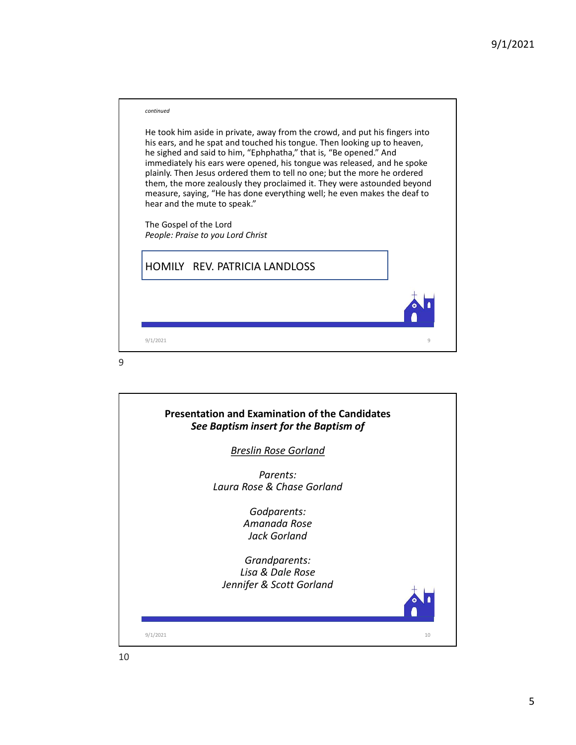*continued*

He took him aside in private, away from the crowd, and put his fingers into his ears, and he spat and touched his tongue. Then looking up to heaven, he sighed and said to him, "Ephphatha," that is, "Be opened." And immediately his ears were opened, his tongue was released, and he spoke plainly. Then Jesus ordered them to tell no one; but the more he ordered them, the more zealously they proclaimed it. They were astounded beyond measure, saying, "He has done everything well; he even makes the deaf to hear and the mute to speak."

The Gospel of the Lord
*People: Praise to you Lord Christ*

HOMILY REV. PATRICIA LANDLOSS

**Presentation and Examination of the Candidates**
***See Baptism insert for the Baptism of***

*Breslin Rose Gorland*

*Parents:*
*Laura Rose & Chase Gorland*

*Godparents:*
*Amanada Rose*
*Jack Gorland*

*Grandparents:*
*Lisa & Dale Rose*
*Jennifer & Scott Gorland*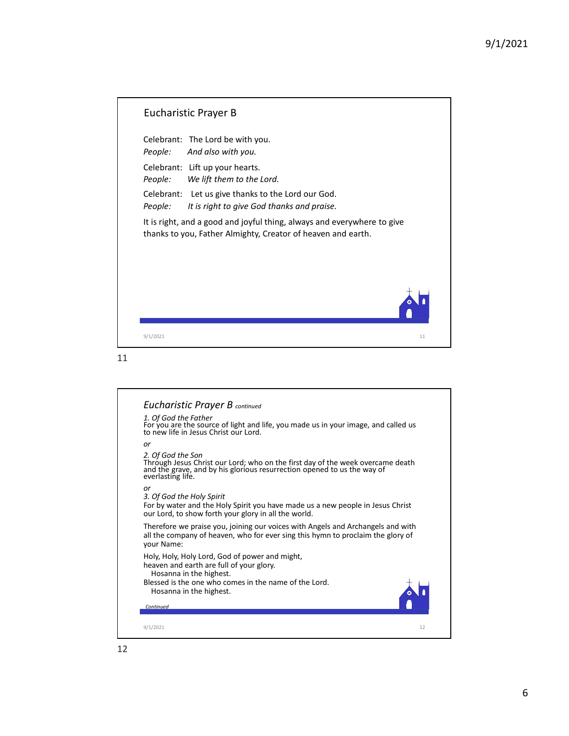## Eucharistic Prayer B

Celebrant: The Lord be with you.
*People: And also with you.*

Celebrant: Lift up your hearts.
*People: We lift them to the Lord.*

Celebrant: Let us give thanks to the Lord our God.
*People: It is right to give God thanks and praise.*

It is right, and a good and joyful thing, always and everywhere to give thanks to you, Father Almighty, Creator of heaven and earth.

## *Eucharistic Prayer B continued*

*1. Of God the Father*
For you are the source of light and life, you made us in your image, and called us to new life in Jesus Christ our Lord.

*or*

*2. Of God the Son*
Through Jesus Christ our Lord; who on the first day of the week overcame death and the grave, and by his glorious resurrection opened to us the way of everlasting life.

*or*

*3. Of God the Holy Spirit*
For by water and the Holy Spirit you have made us a new people in Jesus Christ our Lord, to show forth your glory in all the world.

Therefore we praise you, joining our voices with Angels and Archangels and with all the company of heaven, who for ever sing this hymn to proclaim the glory of your Name:

Holy, Holy, Holy Lord, God of power and might,
heaven and earth are full of your glory.
  Hosanna in the highest.
Blessed is the one who comes in the name of the Lord.
  Hosanna in the highest.

*Continued*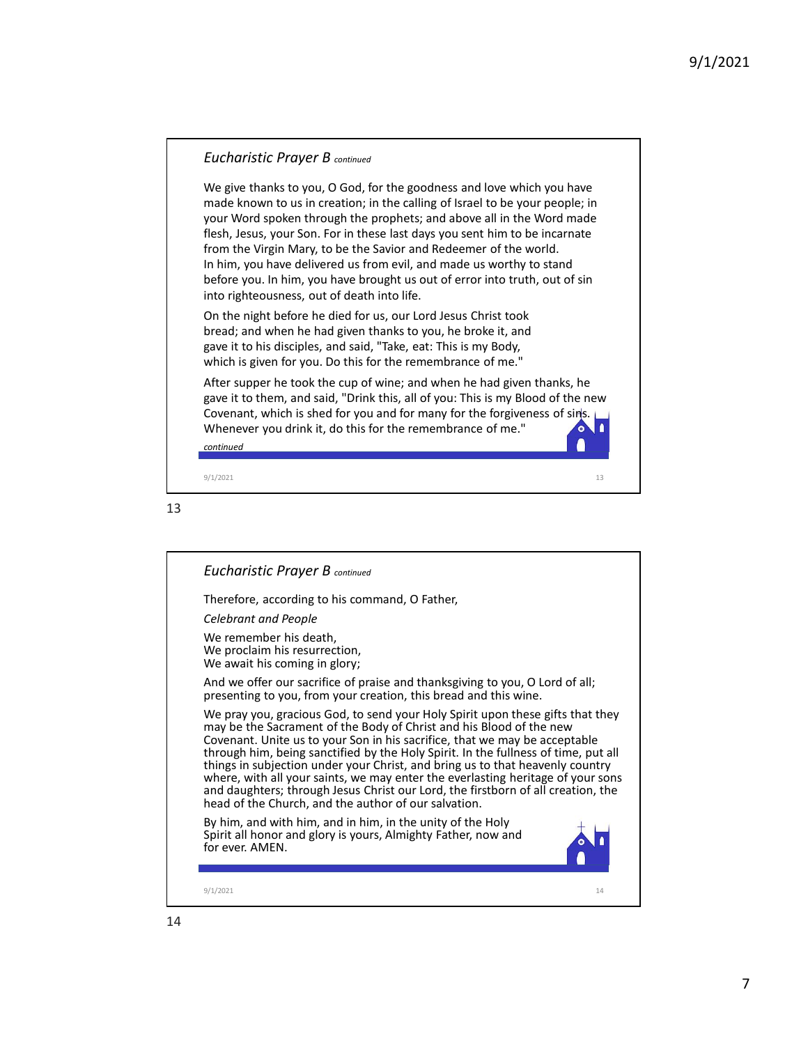## *Eucharistic Prayer B continued*

We give thanks to you, O God, for the goodness and love which you have made known to us in creation; in the calling of Israel to be your people; in your Word spoken through the prophets; and above all in the Word made flesh, Jesus, your Son. For in these last days you sent him to be incarnate from the Virgin Mary, to be the Savior and Redeemer of the world. In him, you have delivered us from evil, and made us worthy to stand before you. In him, you have brought us out of error into truth, out of sin into righteousness, out of death into life.

On the night before he died for us, our Lord Jesus Christ took bread; and when he had given thanks to you, he broke it, and gave it to his disciples, and said, "Take, eat: This is my Body, which is given for you. Do this for the remembrance of me."

After supper he took the cup of wine; and when he had given thanks, he gave it to them, and said, "Drink this, all of you: This is my Blood of the new Covenant, which is shed for you and for many for the forgiveness of sins. Whenever you drink it, do this for the remembrance of me."

*continued*

## *Eucharistic Prayer B continued*

Therefore, according to his command, O Father,

*Celebrant and People*

We remember his death,
We proclaim his resurrection,
We await his coming in glory;

And we offer our sacrifice of praise and thanksgiving to you, O Lord of all; presenting to you, from your creation, this bread and this wine.

We pray you, gracious God, to send your Holy Spirit upon these gifts that they may be the Sacrament of the Body of Christ and his Blood of the new Covenant. Unite us to your Son in his sacrifice, that we may be acceptable through him, being sanctified by the Holy Spirit. In the fullness of time, put all things in subjection under your Christ, and bring us to that heavenly country where, with all your saints, we may enter the everlasting heritage of your sons and daughters; through Jesus Christ our Lord, the firstborn of all creation, the head of the Church, and the author of our salvation.

By him, and with him, and in him, in the unity of the Holy Spirit all honor and glory is yours, Almighty Father, now and for ever. AMEN.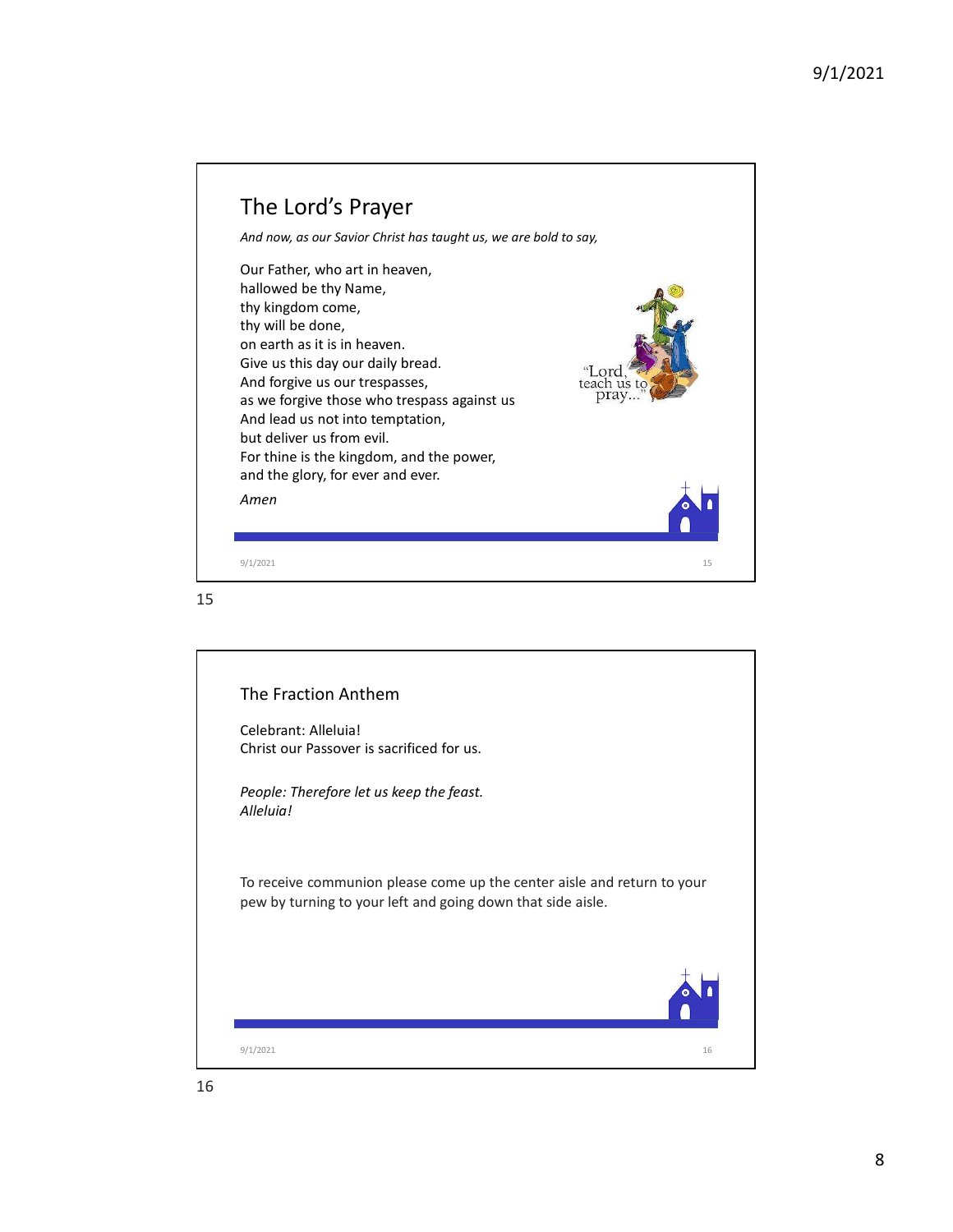## The Lord's Prayer

*And now, as our Savior Christ has taught us, we are bold to say,*

Our Father, who art in heaven,
hallowed be thy Name,
thy kingdom come,
thy will be done,
on earth as it is in heaven.
Give us this day our daily bread.
And forgive us our trespasses,
as we forgive those who trespass against us
And lead us not into temptation,
but deliver us from evil.
For thine is the kingdom, and the power,
and the glory, for ever and ever.

*Amen*

"Lord, teach us to pray..."

## The Fraction Anthem

Celebrant: Alleluia!
Christ our Passover is sacrificed for us.

*People: Therefore let us keep the feast.*
*Alleluia!*

To receive communion please come up the center aisle and return to your pew by turning to your left and going down that side aisle.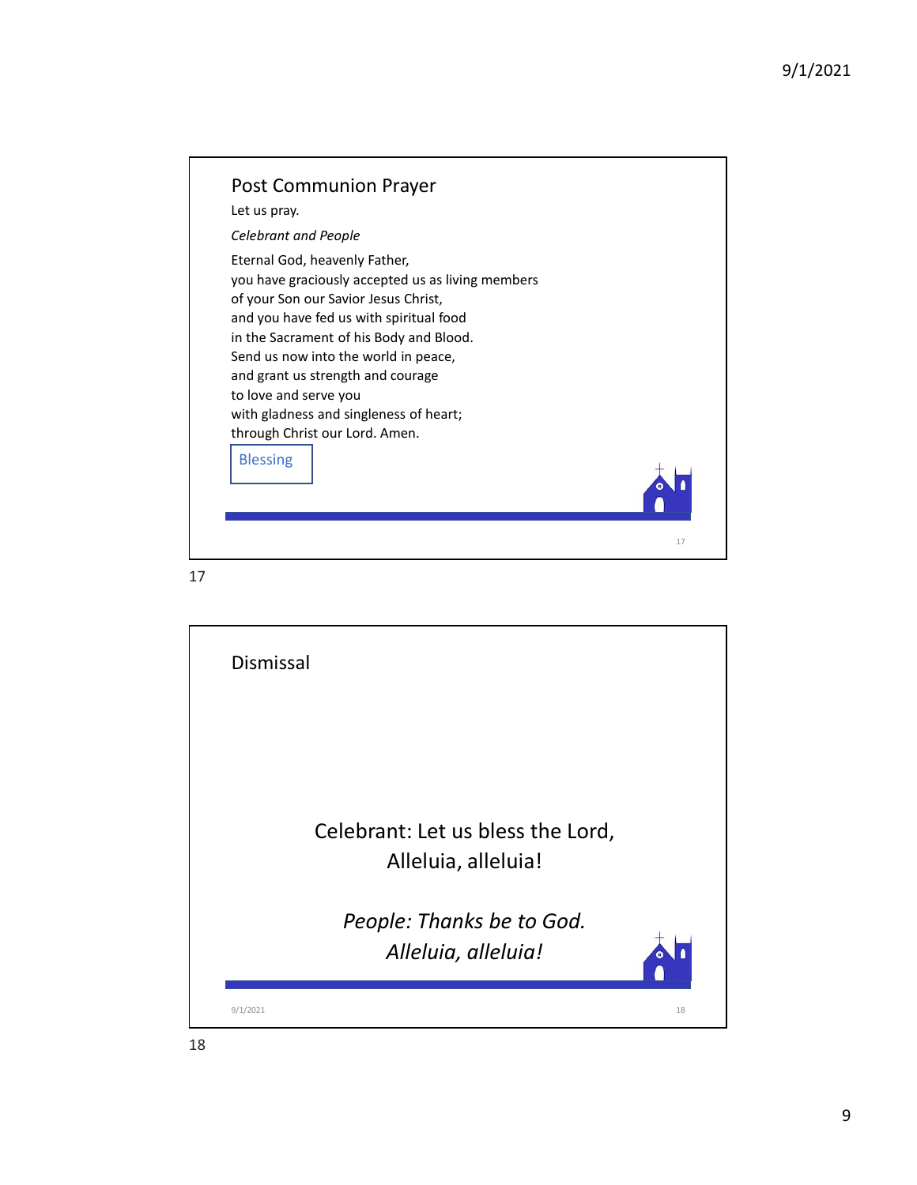## Post Communion Prayer

Let us pray.

*Celebrant and People*

Eternal God, heavenly Father,
you have graciously accepted us as living members
of your Son our Savior Jesus Christ,
and you have fed us with spiritual food
in the Sacrament of his Body and Blood.
Send us now into the world in peace,
and grant us strength and courage
to love and serve you
with gladness and singleness of heart;
through Christ our Lord. Amen.

Blessing

## Dismissal

Celebrant: Let us bless the Lord,
Alleluia, alleluia!

*People: Thanks be to God.*
*Alleluia, alleluia!*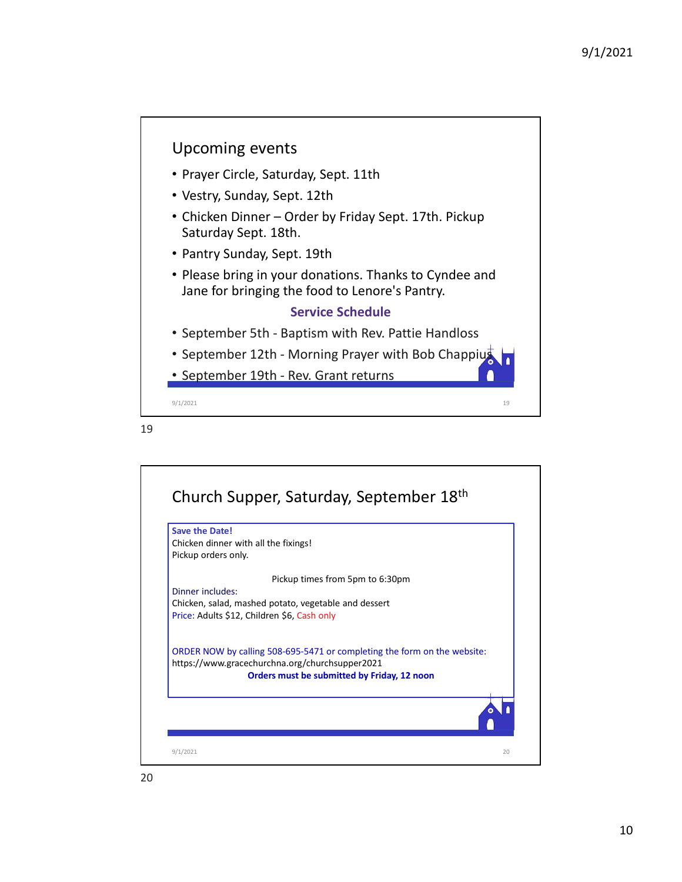## Upcoming events

- Prayer Circle, Saturday, Sept. 11th
- Vestry, Sunday, Sept. 12th
- Chicken Dinner – Order by Friday Sept. 17th. Pickup Saturday Sept. 18th.
- Pantry Sunday, Sept. 19th
- Please bring in your donations. Thanks to Cyndee and Jane for bringing the food to Lenore's Pantry.

**Service Schedule**

- September 5th - Baptism with Rev. Pattie Handloss
- September 12th - Morning Prayer with Bob Chappius
- September 19th - Rev. Grant returns

## Church Supper, Saturday, September 18th

**Save the Date!**
Chicken dinner with all the fixings!
Pickup orders only.

Pickup times from 5pm to 6:30pm

Dinner includes:
Chicken, salad, mashed potato, vegetable and dessert
Price: Adults $12, Children $6, Cash only

ORDER NOW by calling 508-695-5471 or completing the form on the website:
https://www.gracechurchna.org/churchsupper2021

**Orders must be submitted by Friday, 12 noon**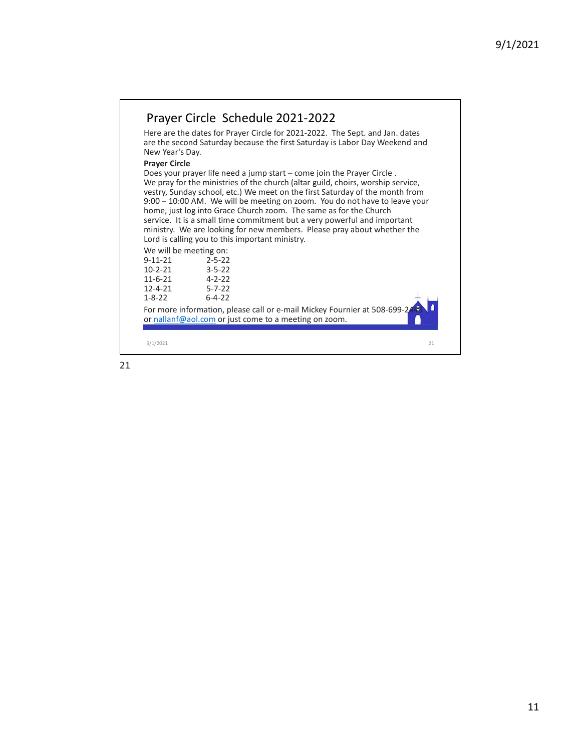# Prayer Circle Schedule 2021-2022

Here are the dates for Prayer Circle for 2021-2022. The Sept. and Jan. dates are the second Saturday because the first Saturday is Labor Day Weekend and New Year's Day.

**Prayer Circle**

Does your prayer life need a jump start – come join the Prayer Circle . We pray for the ministries of the church (altar guild, choirs, worship service, vestry, Sunday school, etc.) We meet on the first Saturday of the month from 9:00 – 10:00 AM. We will be meeting on zoom. You do not have to leave your home, just log into Grace Church zoom. The same as for the Church service. It is a small time commitment but a very powerful and important ministry. We are looking for new members. Please pray about whether the Lord is calling you to this important ministry.

We will be meeting on:

| | |
|---|---|
| 9-11-21 | 2-5-22 |
| 10-2-21 | 3-5-22 |
| 11-6-21 | 4-2-22 |
| 12-4-21 | 5-7-22 |
| 1-8-22 | 6-4-22 |

For more information, please call or e-mail Mickey Fournier at 508-699-2495 or nallanf@aol.com or just come to a meeting on zoom.